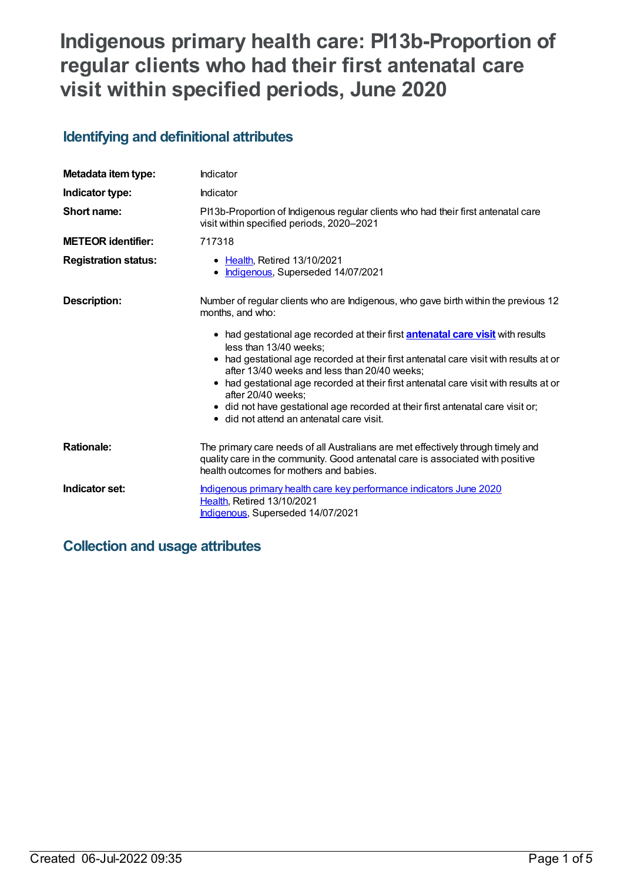# Indigenous primary health care: PI13b-Proportion of regular clients who had their first antenatal care visit within specified periods, June 2020

## Identifying and definitional attributes

| | |
|---|---|
| **Metadata item type:** | Indicator |
| **Indicator type:** | Indicator |
| **Short name:** | PI13b-Proportion of Indigenous regular clients who had their first antenatal care visit within specified periods, 2020–2021 |
| **METEOR identifier:** | 717318 |
| **Registration status:** | • Health, Retired 13/10/2021<br>• Indigenous, Superseded 14/07/2021 |
| **Description:** | Number of regular clients who are Indigenous, who gave birth within the previous 12 months, and who:<br>• had gestational age recorded at their first **antenatal care visit** with results less than 13/40 weeks;<br>• had gestational age recorded at their first antenatal care visit with results at or after 13/40 weeks and less than 20/40 weeks;<br>• had gestational age recorded at their first antenatal care visit with results at or after 20/40 weeks;<br>• did not have gestational age recorded at their first antenatal care visit or;<br>• did not attend an antenatal care visit. |
| **Rationale:** | The primary care needs of all Australians are met effectively through timely and quality care in the community. Good antenatal care is associated with positive health outcomes for mothers and babies. |
| **Indicator set:** | Indigenous primary health care key performance indicators June 2020<br>Health, Retired 13/10/2021<br>Indigenous, Superseded 14/07/2021 |

## Collection and usage attributes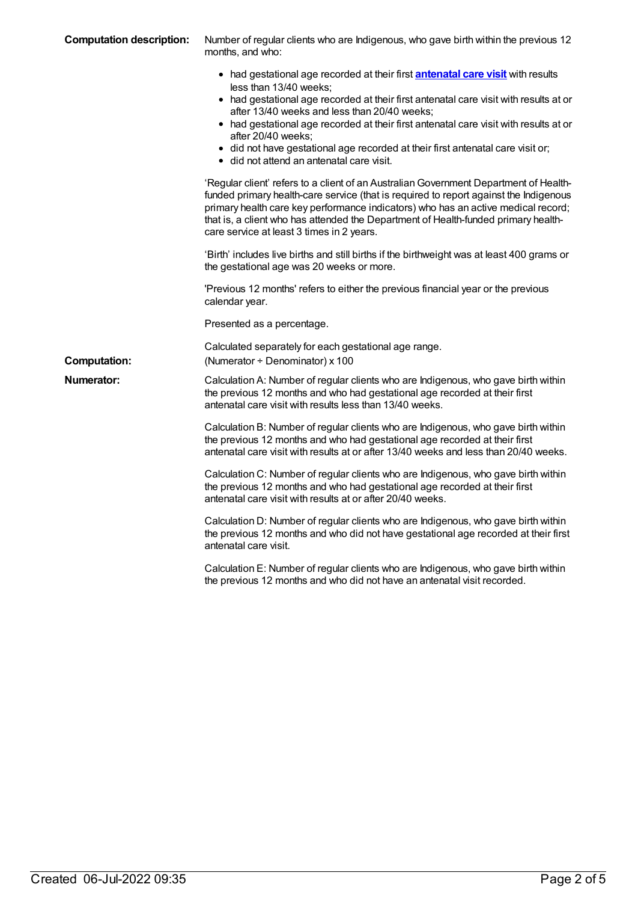**Computation description:** Number of regular clients who are Indigenous, who gave birth within the previous 12 months, and who:

- had gestational age recorded at their first **antenatal care visit** with results less than 13/40 weeks;
- had gestational age recorded at their first antenatal care visit with results at or after 13/40 weeks and less than 20/40 weeks;
- had gestational age recorded at their first antenatal care visit with results at or after 20/40 weeks;
- did not have gestational age recorded at their first antenatal care visit or;
- did not attend an antenatal care visit.

'Regular client' refers to a client of an Australian Government Department of Health-funded primary health-care service (that is required to report against the Indigenous primary health care key performance indicators) who has an active medical record; that is, a client who has attended the Department of Health-funded primary health-care service at least 3 times in 2 years.

'Birth' includes live births and still births if the birthweight was at least 400 grams or the gestational age was 20 weeks or more.

'Previous 12 months' refers to either the previous financial year or the previous calendar year.

Presented as a percentage.

Calculated separately for each gestational age range.

**Computation:** (Numerator ÷ Denominator) x 100

**Numerator:** Calculation A: Number of regular clients who are Indigenous, who gave birth within the previous 12 months and who had gestational age recorded at their first antenatal care visit with results less than 13/40 weeks.

Calculation B: Number of regular clients who are Indigenous, who gave birth within the previous 12 months and who had gestational age recorded at their first antenatal care visit with results at or after 13/40 weeks and less than 20/40 weeks.

Calculation C: Number of regular clients who are Indigenous, who gave birth within the previous 12 months and who had gestational age recorded at their first antenatal care visit with results at or after 20/40 weeks.

Calculation D: Number of regular clients who are Indigenous, who gave birth within the previous 12 months and who did not have gestational age recorded at their first antenatal care visit.

Calculation E: Number of regular clients who are Indigenous, who gave birth within the previous 12 months and who did not have an antenatal visit recorded.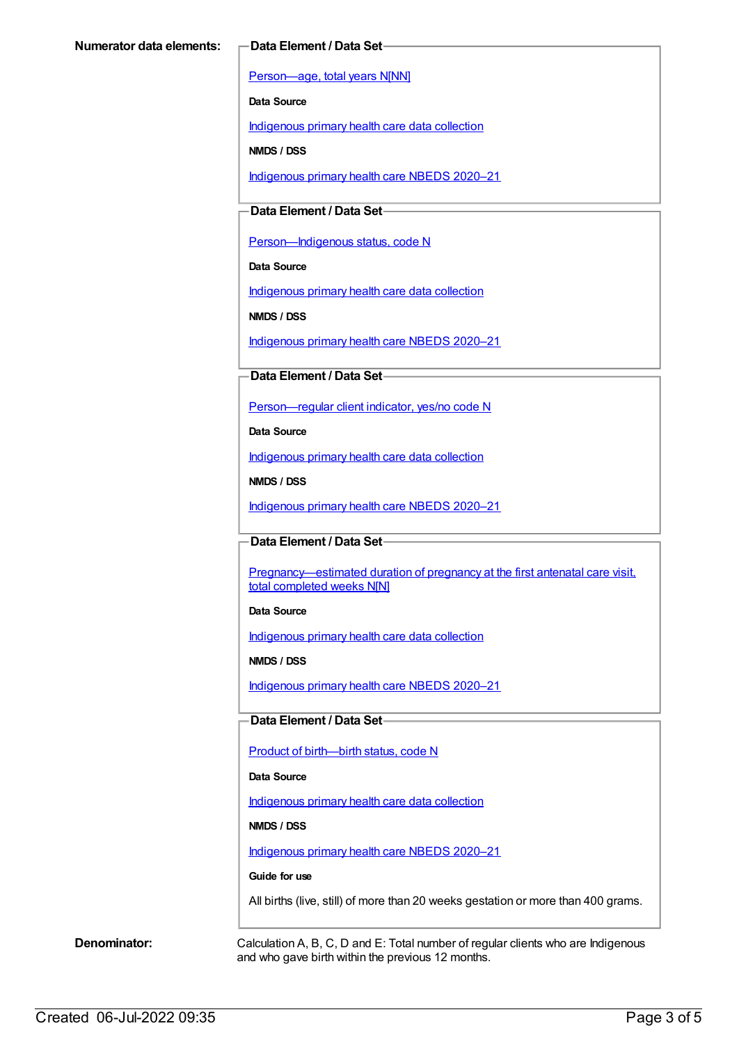**Numerator data elements:**

**Data Element / Data Set**

Person—age, total years N[NN]

**Data Source**

Indigenous primary health care data collection

**NMDS / DSS**

Indigenous primary health care NBEDS 2020–21

**Data Element / Data Set**

Person—Indigenous status, code N

**Data Source**

Indigenous primary health care data collection

**NMDS / DSS**

Indigenous primary health care NBEDS 2020–21

**Data Element / Data Set**

Person—regular client indicator, yes/no code N

**Data Source**

Indigenous primary health care data collection

**NMDS / DSS**

Indigenous primary health care NBEDS 2020–21

**Data Element / Data Set**

Pregnancy—estimated duration of pregnancy at the first antenatal care visit, total completed weeks N[N]

**Data Source**

Indigenous primary health care data collection

**NMDS / DSS**

Indigenous primary health care NBEDS 2020–21

**Data Element / Data Set**

Product of birth—birth status, code N

**Data Source**

Indigenous primary health care data collection

**NMDS / DSS**

Indigenous primary health care NBEDS 2020–21

**Guide for use**

All births (live, still) of more than 20 weeks gestation or more than 400 grams.

**Denominator:**

Calculation A, B, C, D and E: Total number of regular clients who are Indigenous and who gave birth within the previous 12 months.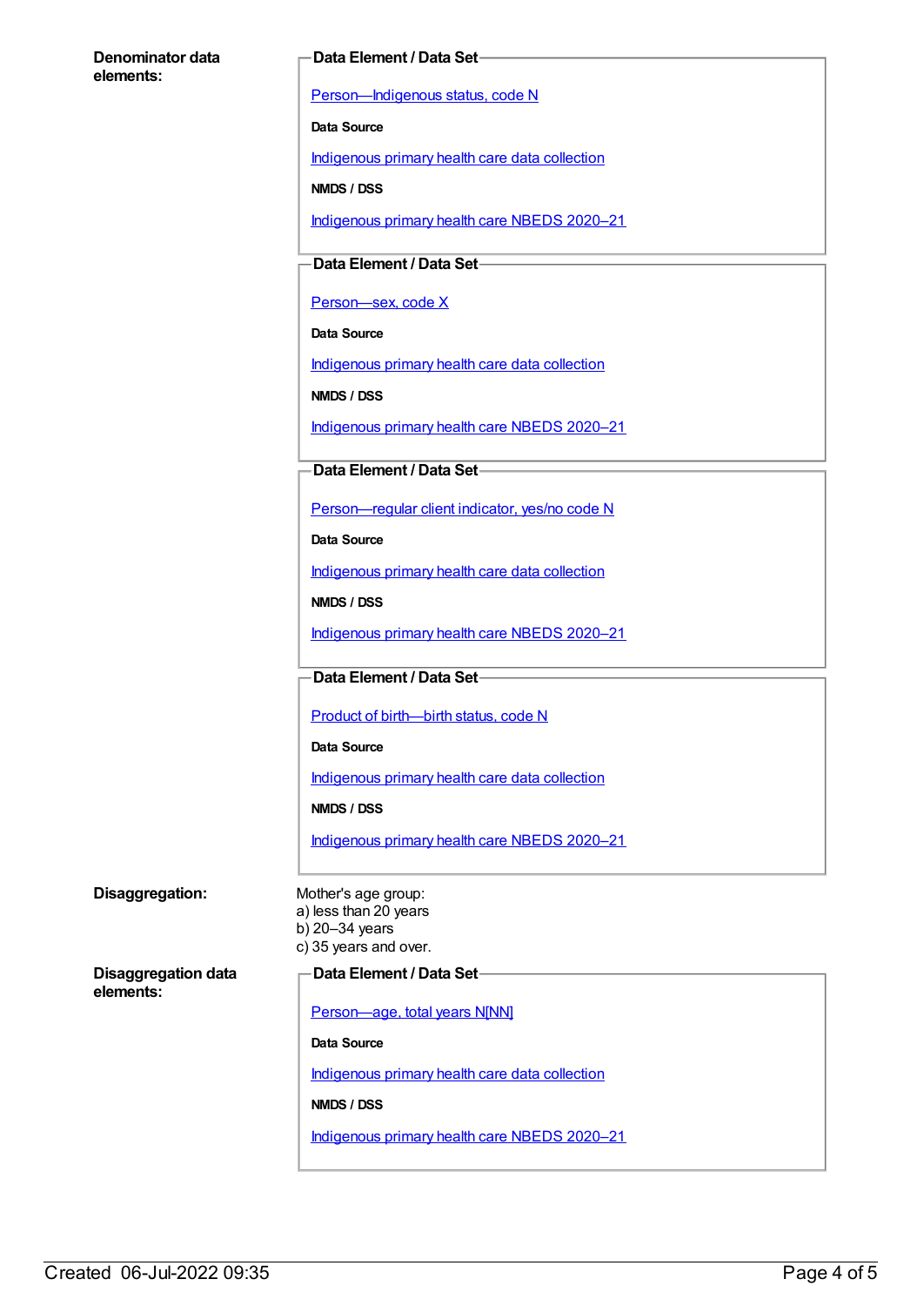**Denominator data elements:**

**Data Element / Data Set**

Person—Indigenous status, code N

**Data Source**

Indigenous primary health care data collection

**NMDS / DSS**

Indigenous primary health care NBEDS 2020–21

**Data Element / Data Set**

Person—sex, code X

**Data Source**

Indigenous primary health care data collection

**NMDS / DSS**

Indigenous primary health care NBEDS 2020–21

**Data Element / Data Set**

Person—regular client indicator, yes/no code N

**Data Source**

Indigenous primary health care data collection

**NMDS / DSS**

Indigenous primary health care NBEDS 2020–21

**Data Element / Data Set**

Product of birth—birth status, code N

**Data Source**

Indigenous primary health care data collection

**NMDS / DSS**

Indigenous primary health care NBEDS 2020–21

**Disaggregation:**

Mother's age group:
a) less than 20 years
b) 20–34 years
c) 35 years and over.

**Disaggregation data elements:**

**Data Element / Data Set**

Person—age, total years N[NN]

**Data Source**

Indigenous primary health care data collection

**NMDS / DSS**

Indigenous primary health care NBEDS 2020–21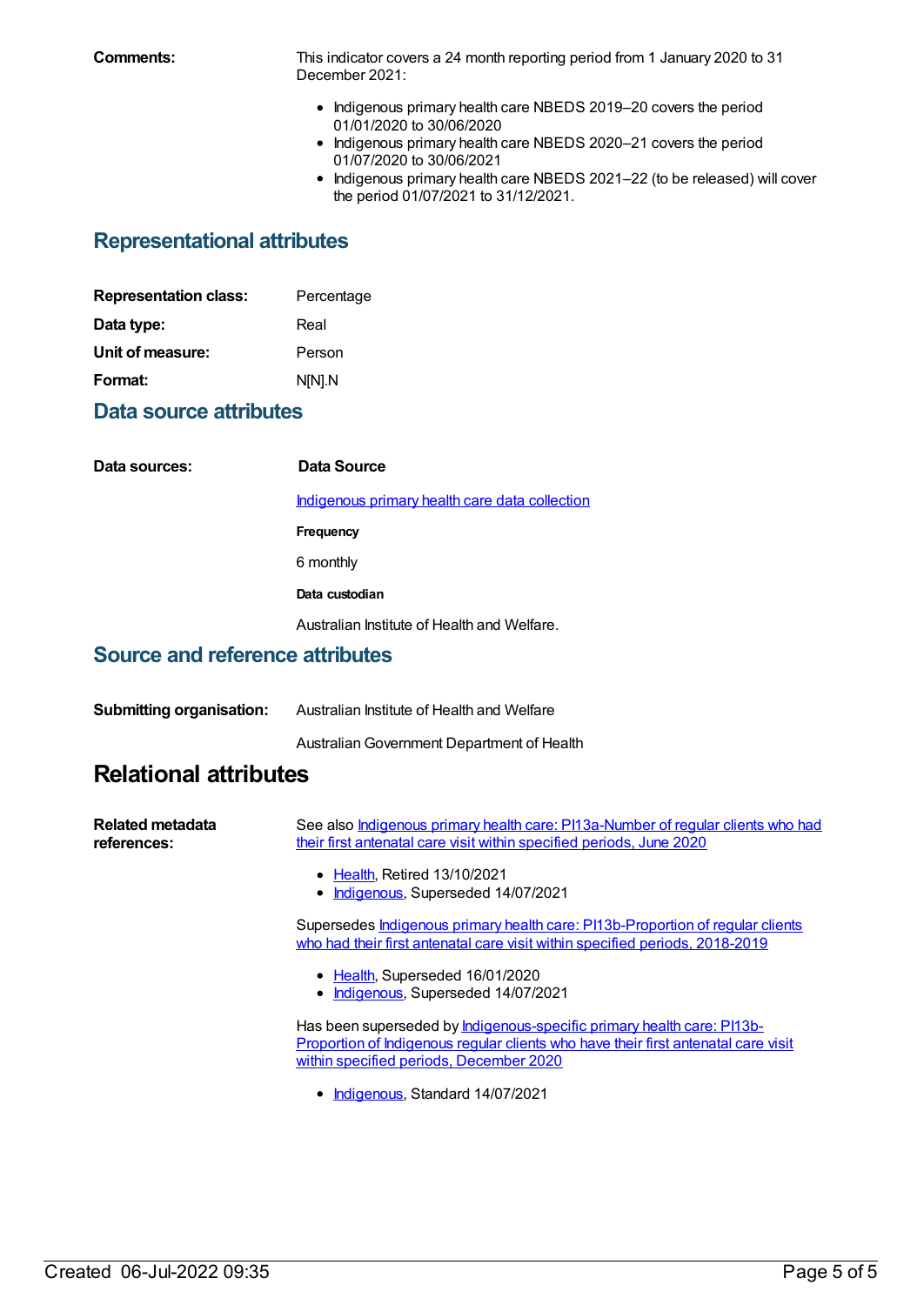**Comments:** This indicator covers a 24 month reporting period from 1 January 2020 to 31 December 2021:

- Indigenous primary health care NBEDS 2019–20 covers the period 01/01/2020 to 30/06/2020
- Indigenous primary health care NBEDS 2020–21 covers the period 01/07/2020 to 30/06/2021
- Indigenous primary health care NBEDS 2021–22 (to be released) will cover the period 01/07/2021 to 31/12/2021.

## Representational attributes

**Representation class:** Percentage

**Data type:** Real

**Unit of measure:** Person

**Format:** N[N].N

## Data source attributes

**Data sources:**

**Data Source**

Indigenous primary health care data collection

**Frequency**

6 monthly

**Data custodian**

Australian Institute of Health and Welfare.

## Source and reference attributes

**Submitting organisation:** Australian Institute of Health and Welfare

Australian Government Department of Health

# Relational attributes

**Related metadata references:**

See also Indigenous primary health care: PI13a-Number of regular clients who had their first antenatal care visit within specified periods, June 2020

- Health, Retired 13/10/2021
- Indigenous, Superseded 14/07/2021

Supersedes Indigenous primary health care: PI13b-Proportion of regular clients who had their first antenatal care visit within specified periods, 2018-2019

- Health, Superseded 16/01/2020
- Indigenous, Superseded 14/07/2021

Has been superseded by Indigenous-specific primary health care: PI13b-Proportion of Indigenous regular clients who have their first antenatal care visit within specified periods, December 2020

- Indigenous, Standard 14/07/2021